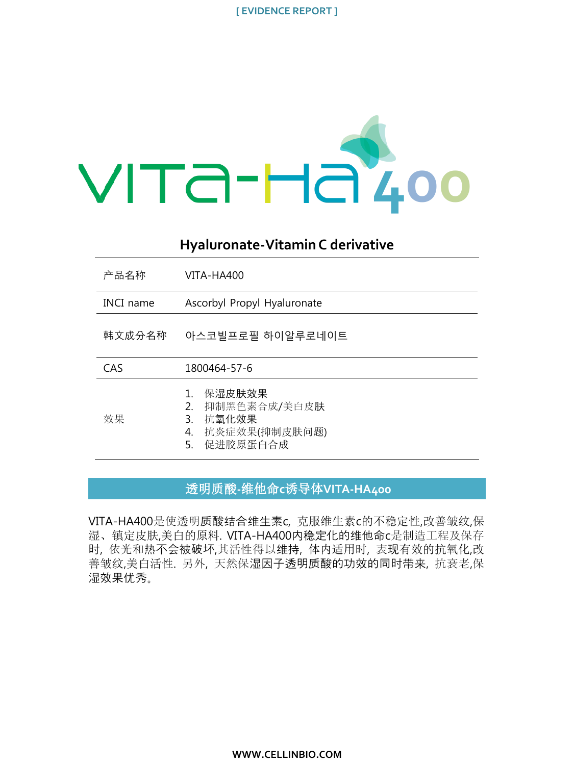[ EVIDENCE REPORT ]

# VITA-HA400

## Hyaluronate-Vitamin C derivative

| 产品名称 | VITA-HA400 |
| --- | --- |
| INCI name | Ascorbyl Propyl Hyaluronate |
| 韩文成分名称 | 아스코빌프로필 하이알루로네이트 |
| CAS | 1800464-57-6 |
| 效果 | 1. 保湿皮肤效果<br>2. 抑制黑色素合成/美白皮肤<br>3. 抗氧化效果<br>4. 抗炎症效果(抑制皮肤问题)<br>5. 促进胶原蛋白合成 |

## 透明质酸-维他命c诱导体VITA-HA400

VITA-HA400是使透明质酸结合维生素c，克服维生素c的不稳定性,改善皱纹,保湿、镇定皮肤,美白的原料. VITA-HA400内稳定化的维他命c是制造工程及保存时，依光和热不会被破坏,其活性得以维持，体内适用时，表现有效的抗氧化,改善皱纹,美白活性. 另外，天然保湿因子透明质酸的功效的同时带来，抗衰老,保湿效果优秀。

WWW.CELLINBIO.COM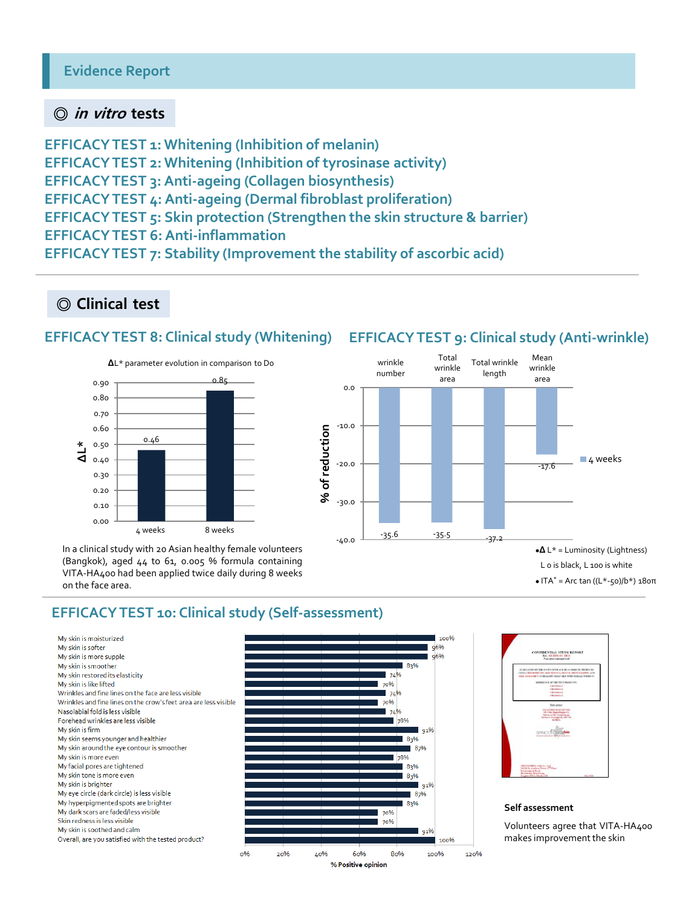## Evidence Report

### ◎ *in vitro* tests

EFFICACY TEST 1: Whitening (Inhibition of melanin)
EFFICACY TEST 2: Whitening (Inhibition of tyrosinase activity)
EFFICACY TEST 3: Anti-ageing (Collagen biosynthesis)
EFFICACY TEST 4: Anti-ageing (Dermal fibroblast proliferation)
EFFICACY TEST 5: Skin protection (Strengthen the skin structure & barrier)
EFFICACY TEST 6: Anti-inflammation
EFFICACY TEST 7: Stability (Improvement the stability of ascorbic acid)

### ◎ Clinical test

#### EFFICACY TEST 8: Clinical study (Whitening)

ΔL* parameter evolution in comparison to Do

ΔL*

0.90
0.80
0.70
0.60
0.50
0.40
0.30
0.20
0.10
0.00

0.46
0.85

4 weeks
8 weeks

In a clinical study with 20 Asian healthy female volunteers (Bangkok), aged 44 to 61, 0.005 % formula containing VITA-HA400 had been applied twice daily during 8 weeks on the face area.

#### EFFICACY TEST 9: Clinical study (Anti-wrinkle)

wrinkle number
Total wrinkle area
Total wrinkle length
Mean wrinkle area

% of reduction

0.0
-10.0
-20.0
-30.0
-40.0

-35.6
-35.5
-37.2
-17.6

4 weeks

•Δ L* = Luminosity (Lightness)
L 0 is black, L 100 is white
• ITA° = Arc tan ((L*-50)/b*) 180π

#### EFFICACY TEST 10: Clinical study (Self-assessment)

My skin is moisturized — 100%
My skin is softer — 96%
My skin is more supple — 96%
My skin is smoother — 83%
My skin restored its elasticity — 74%
My skin is like lifted — 70%
Wrinkles and fine lines on the face are less visible — 74%
Wrinkles and fine lines on the crow's feet area are less visible — 70%
Nasolabial fold is less visible — 74%
Forehead wrinkles are less visible — 78%
My skin is firm — 91%
My skin seems younger and healthier — 83%
My skin around the eye contour is smoother — 87%
My skin is more even — 78%
My facial pores are tightened — 83%
My skin tone is more even — 83%
My skin is brighter — 91%
My eye circle (dark circle) is less visible — 87%
My hyperpigmented spots are brighter — 83%
My dark scars are faded/less visible — 70%
Skin redness is less visible — 70%
My skin is soothed and calm — 91%
Overall, are you satisfied with the tested product? — 100%

0% 20% 40% 60% 80% 100% 120%
% Positive opinion

**Self assessment**

Volunteers agree that VITA-HA400 makes improvement the skin